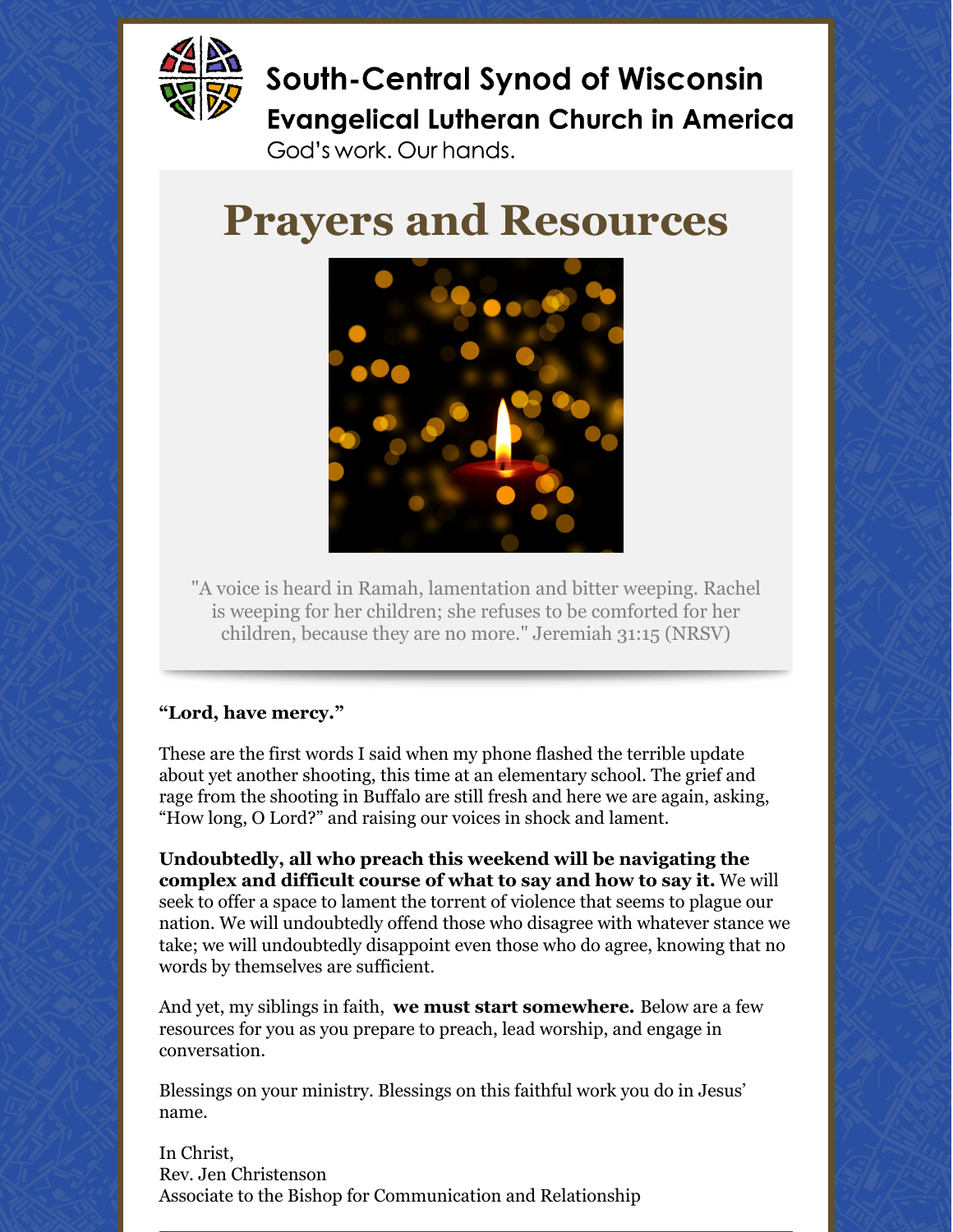South-Central Synod of Wisconsin

Evangelical Lutheran Church in America

God's work. Our hands.

# Prayers and Resources

"A voice is heard in Ramah, lamentation and bitter weeping. Rachel is weeping for her children; she refuses to be comforted for her children, because they are no more." Jeremiah 31:15 (NRSV)

**"Lord, have mercy."**

These are the first words I said when my phone flashed the terrible update about yet another shooting, this time at an elementary school. The grief and rage from the shooting in Buffalo are still fresh and here we are again, asking, "How long, O Lord?" and raising our voices in shock and lament.

**Undoubtedly, all who preach this weekend will be navigating the complex and difficult course of what to say and how to say it.** We will seek to offer a space to lament the torrent of violence that seems to plague our nation. We will undoubtedly offend those who disagree with whatever stance we take; we will undoubtedly disappoint even those who do agree, knowing that no words by themselves are sufficient.

And yet, my siblings in faith, **we must start somewhere.** Below are a few resources for you as you prepare to preach, lead worship, and engage in conversation.

Blessings on your ministry. Blessings on this faithful work you do in Jesus' name.

In Christ,
Rev. Jen Christenson
Associate to the Bishop for Communication and Relationship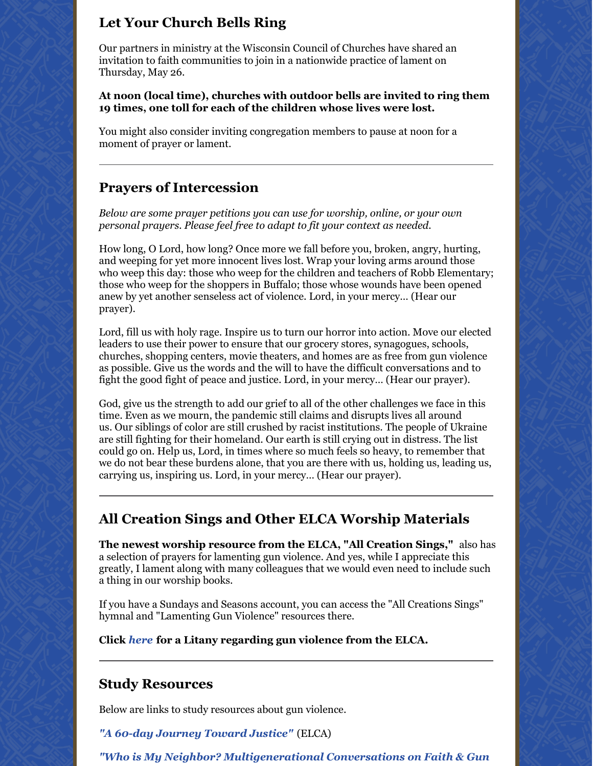## Let Your Church Bells Ring

Our partners in ministry at the Wisconsin Council of Churches have shared an invitation to faith communities to join in a nationwide practice of lament on Thursday, May 26.

**At noon (local time), churches with outdoor bells are invited to ring them 19 times, one toll for each of the children whose lives were lost.**

You might also consider inviting congregation members to pause at noon for a moment of prayer or lament.

---

## Prayers of Intercession

*Below are some prayer petitions you can use for worship, online, or your own personal prayers. Please feel free to adapt to fit your context as needed.*

How long, O Lord, how long? Once more we fall before you, broken, angry, hurting, and weeping for yet more innocent lives lost. Wrap your loving arms around those who weep this day: those who weep for the children and teachers of Robb Elementary; those who weep for the shoppers in Buffalo; those whose wounds have been opened anew by yet another senseless act of violence. Lord, in your mercy... (Hear our prayer).

Lord, fill us with holy rage. Inspire us to turn our horror into action. Move our elected leaders to use their power to ensure that our grocery stores, synagogues, schools, churches, shopping centers, movie theaters, and homes are as free from gun violence as possible. Give us the words and the will to have the difficult conversations and to fight the good fight of peace and justice. Lord, in your mercy... (Hear our prayer).

God, give us the strength to add our grief to all of the other challenges we face in this time. Even as we mourn, the pandemic still claims and disrupts lives all around us. Our siblings of color are still crushed by racist institutions. The people of Ukraine are still fighting for their homeland. Our earth is still crying out in distress. The list could go on. Help us, Lord, in times where so much feels so heavy, to remember that we do not bear these burdens alone, that you are there with us, holding us, leading us, carrying us, inspiring us. Lord, in your mercy... (Hear our prayer).

---

## All Creation Sings and Other ELCA Worship Materials

**The newest worship resource from the ELCA, "All Creation Sings,"** also has a selection of prayers for lamenting gun violence. And yes, while I appreciate this greatly, I lament along with many colleagues that we would even need to include such a thing in our worship books.

If you have a Sundays and Seasons account, you can access the "All Creations Sings" hymnal and "Lamenting Gun Violence" resources there.

**Click *here* for a Litany regarding gun violence from the ELCA.**

---

## Study Resources

Below are links to study resources about gun violence.

***"A 60-day Journey Toward Justice"*** (ELCA)

***"Who is My Neighbor? Multigenerational Conversations on Faith & Gun***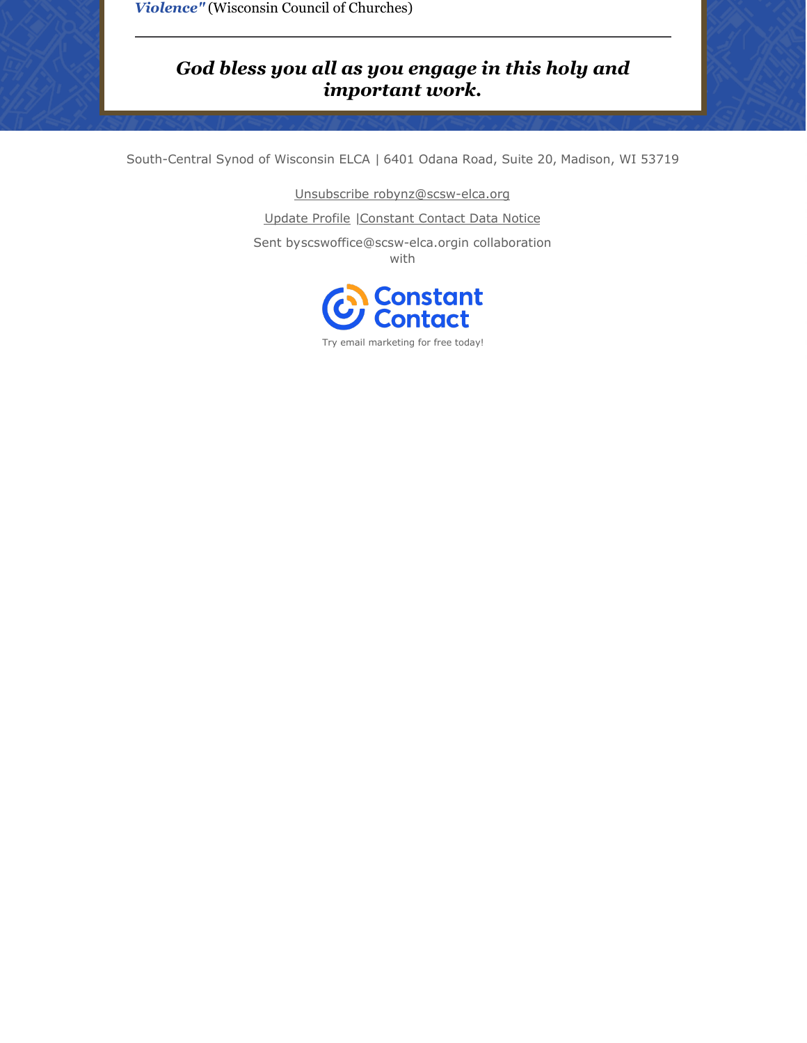***Violence"*** (Wisconsin Council of Churches)

---

***God bless you all as you engage in this holy and important work.***

South-Central Synod of Wisconsin ELCA | 6401 Odana Road, Suite 20, Madison, WI 53719

Unsubscribe robynz@scsw-elca.org

Update Profile |Constant Contact Data Notice

Sent byscswoffice@scsw-elca.orgin collaboration with

Constant Contact

Try email marketing for free today!